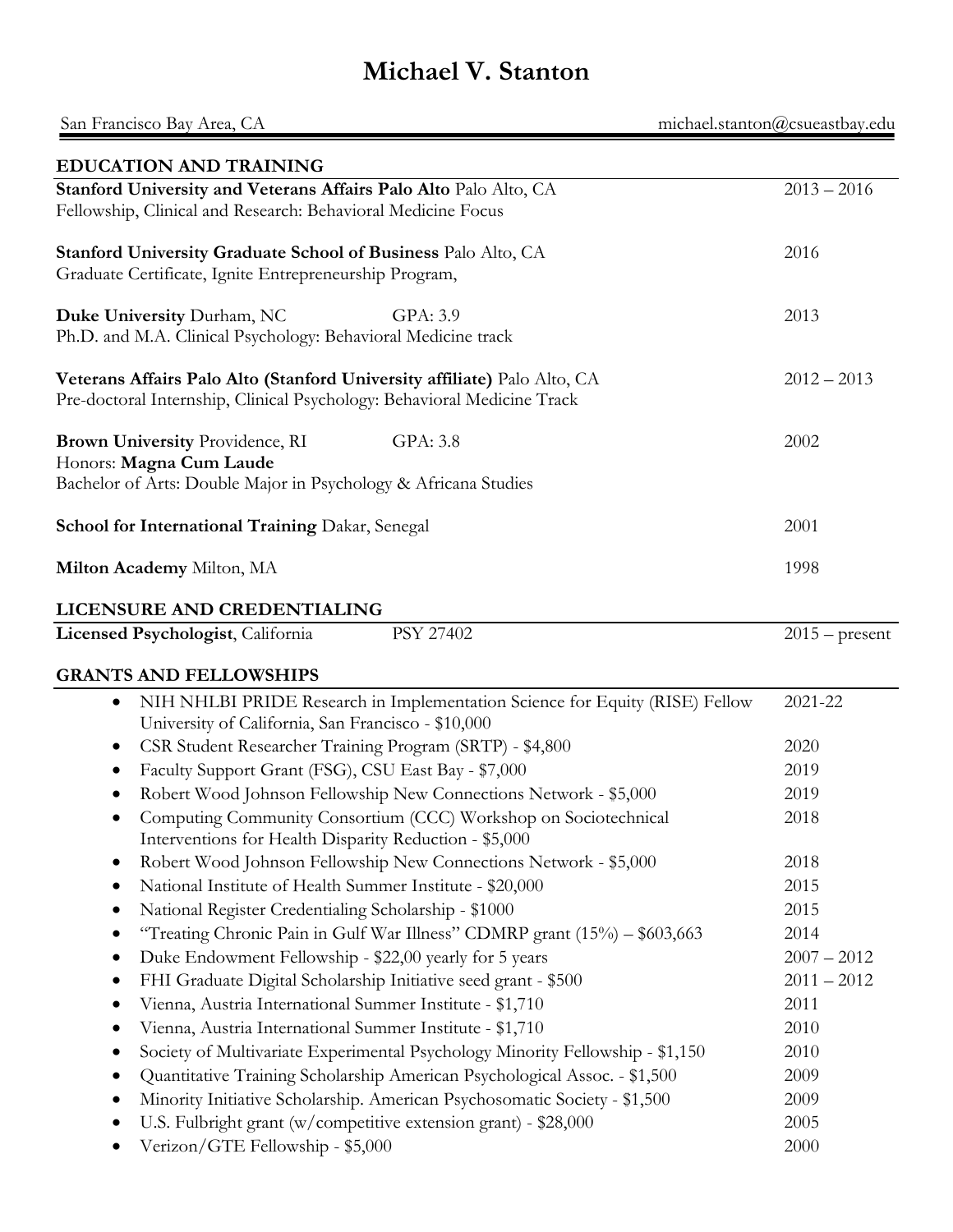# Michael V. Stanton

San Francisco Bay Area, CA michael.stanton@csueastbay.edu

## EDUCATION AND TRAINING

**Stanford University and Veterans Affairs Palo Alto** Palo Alto, CA — 2013 – 2016
Fellowship, Clinical and Research: Behavioral Medicine Focus

**Stanford University Graduate School of Business** Palo Alto, CA — 2016
Graduate Certificate, Ignite Entrepreneurship Program,

**Duke University** Durham, NC — GPA: 3.9 — 2013
Ph.D. and M.A. Clinical Psychology: Behavioral Medicine track

**Veterans Affairs Palo Alto (Stanford University affiliate)** Palo Alto, CA — 2012 – 2013
Pre-doctoral Internship, Clinical Psychology: Behavioral Medicine Track

**Brown University** Providence, RI — GPA: 3.8 — 2002
Honors: **Magna Cum Laude**
Bachelor of Arts: Double Major in Psychology & Africana Studies

**School for International Training** Dakar, Senegal — 2001

**Milton Academy** Milton, MA — 1998

## LICENSURE AND CREDENTIALING

**Licensed Psychologist**, California — PSY 27402 — 2015 – present

## GRANTS AND FELLOWSHIPS

- NIH NHLBI PRIDE Research in Implementation Science for Equity (RISE) Fellow University of California, San Francisco - $10,000 — 2021-22
- CSR Student Researcher Training Program (SRTP) - $4,800 — 2020
- Faculty Support Grant (FSG), CSU East Bay - $7,000 — 2019
- Robert Wood Johnson Fellowship New Connections Network - $5,000 — 2019
- Computing Community Consortium (CCC) Workshop on Sociotechnical Interventions for Health Disparity Reduction - $5,000 — 2018
- Robert Wood Johnson Fellowship New Connections Network - $5,000 — 2018
- National Institute of Health Summer Institute - $20,000 — 2015
- National Register Credentialing Scholarship - $1000 — 2015
- "Treating Chronic Pain in Gulf War Illness" CDMRP grant (15%) – $603,663 — 2014
- Duke Endowment Fellowship - $22,00 yearly for 5 years — 2007 – 2012
- FHI Graduate Digital Scholarship Initiative seed grant - $500 — 2011 – 2012
- Vienna, Austria International Summer Institute - $1,710 — 2011
- Vienna, Austria International Summer Institute - $1,710 — 2010
- Society of Multivariate Experimental Psychology Minority Fellowship - $1,150 — 2010
- Quantitative Training Scholarship American Psychological Assoc. - $1,500 — 2009
- Minority Initiative Scholarship. American Psychosomatic Society - $1,500 — 2009
- U.S. Fulbright grant (w/competitive extension grant) - $28,000 — 2005
- Verizon/GTE Fellowship - $5,000 — 2000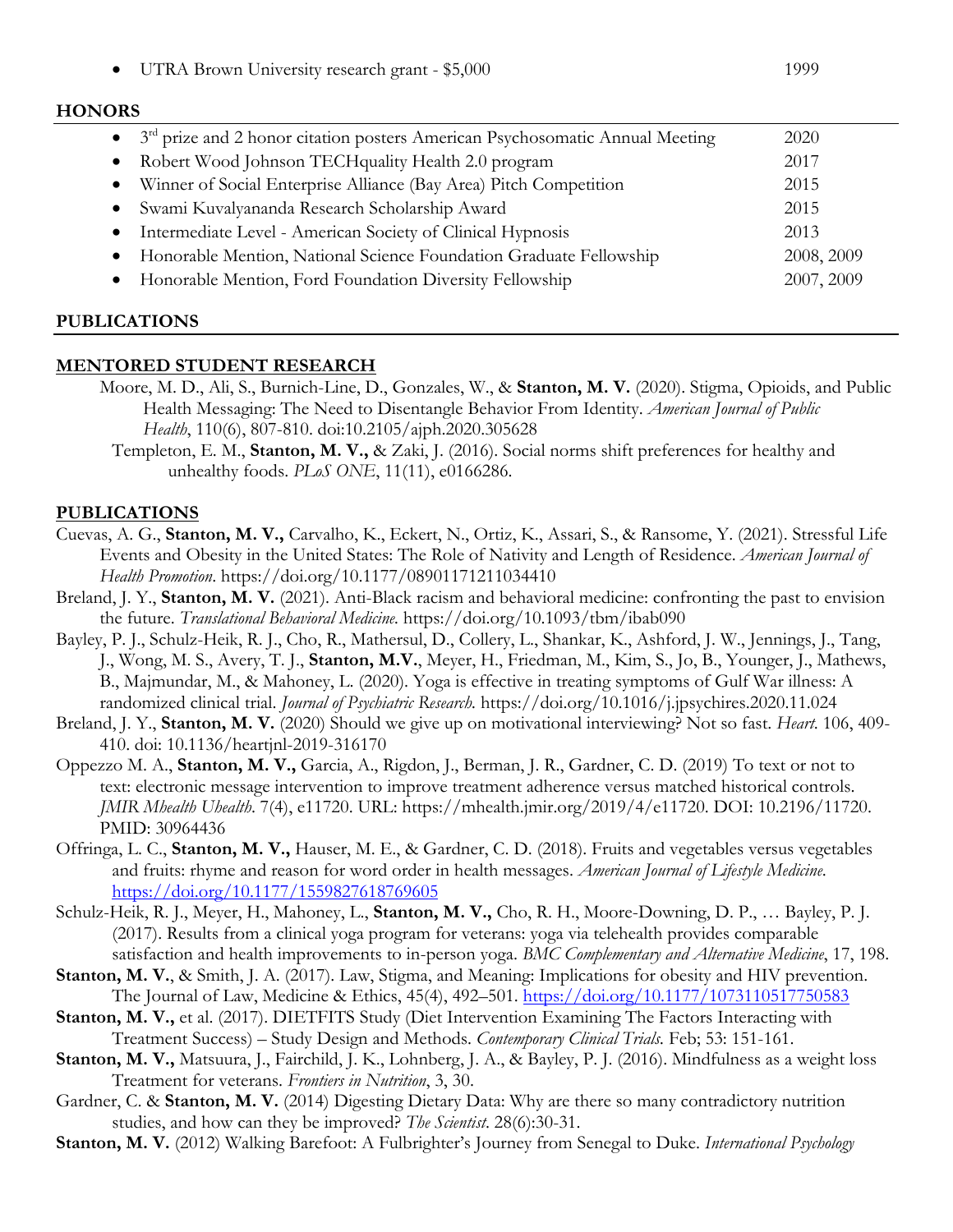- UTRA Brown University research grant - $5,000 1999

## HONORS

- 3rd prize and 2 honor citation posters American Psychosomatic Annual Meeting 2020
- Robert Wood Johnson TECHquality Health 2.0 program 2017
- Winner of Social Enterprise Alliance (Bay Area) Pitch Competition 2015
- Swami Kuvalyananda Research Scholarship Award 2015
- Intermediate Level - American Society of Clinical Hypnosis 2013
- Honorable Mention, National Science Foundation Graduate Fellowship 2008, 2009
- Honorable Mention, Ford Foundation Diversity Fellowship 2007, 2009

## PUBLICATIONS

### MENTORED STUDENT RESEARCH

Moore, M. D., Ali, S., Burnich-Line, D., Gonzales, W., & **Stanton, M. V.** (2020). Stigma, Opioids, and Public Health Messaging: The Need to Disentangle Behavior From Identity. *American Journal of Public Health*, 110(6), 807-810. doi:10.2105/ajph.2020.305628

Templeton, E. M., **Stanton, M. V.,** & Zaki, J. (2016). Social norms shift preferences for healthy and unhealthy foods. *PLoS ONE*, 11(11), e0166286.

### PUBLICATIONS

Cuevas, A. G., **Stanton, M. V.,** Carvalho, K., Eckert, N., Ortiz, K., Assari, S., & Ransome, Y. (2021). Stressful Life Events and Obesity in the United States: The Role of Nativity and Length of Residence. *American Journal of Health Promotion*. https://doi.org/10.1177/08901171211034410

Breland, J. Y., **Stanton, M. V.** (2021). Anti-Black racism and behavioral medicine: confronting the past to envision the future. *Translational Behavioral Medicine.* https://doi.org/10.1093/tbm/ibab090

Bayley, P. J., Schulz-Heik, R. J., Cho, R., Mathersul, D., Collery, L., Shankar, K., Ashford, J. W., Jennings, J., Tang, J., Wong, M. S., Avery, T. J., **Stanton, M.V.**, Meyer, H., Friedman, M., Kim, S., Jo, B., Younger, J., Mathews, B., Majmundar, M., & Mahoney, L. (2020). Yoga is effective in treating symptoms of Gulf War illness: A randomized clinical trial. *Journal of Psychiatric Research.* https://doi.org/10.1016/j.jpsychires.2020.11.024

Breland, J. Y., **Stanton, M. V.** (2020) Should we give up on motivational interviewing? Not so fast. *Heart.* 106, 409-410. doi: 10.1136/heartjnl-2019-316170

Oppezzo M. A., **Stanton, M. V.,** Garcia, A., Rigdon, J., Berman, J. R., Gardner, C. D. (2019) To text or not to text: electronic message intervention to improve treatment adherence versus matched historical controls. *JMIR Mhealth Uhealth*. 7(4), e11720. URL: https://mhealth.jmir.org/2019/4/e11720. DOI: 10.2196/11720. PMID: 30964436

Offringa, L. C., **Stanton, M. V.,** Hauser, M. E., & Gardner, C. D. (2018). Fruits and vegetables versus vegetables and fruits: rhyme and reason for word order in health messages. *American Journal of Lifestyle Medicine*. https://doi.org/10.1177/1559827618769605

Schulz-Heik, R. J., Meyer, H., Mahoney, L., **Stanton, M. V.,** Cho, R. H., Moore-Downing, D. P., … Bayley, P. J. (2017). Results from a clinical yoga program for veterans: yoga via telehealth provides comparable satisfaction and health improvements to in-person yoga. *BMC Complementary and Alternative Medicine*, 17, 198.

**Stanton, M. V.**, & Smith, J. A. (2017). Law, Stigma, and Meaning: Implications for obesity and HIV prevention. The Journal of Law, Medicine & Ethics, 45(4), 492–501. https://doi.org/10.1177/1073110517750583

**Stanton, M. V.,** et al. (2017). DIETFITS Study (Diet Intervention Examining The Factors Interacting with Treatment Success) – Study Design and Methods. *Contemporary Clinical Trials.* Feb; 53: 151-161.

**Stanton, M. V.,** Matsuura, J., Fairchild, J. K., Lohnberg, J. A., & Bayley, P. J. (2016). Mindfulness as a weight loss Treatment for veterans. *Frontiers in Nutrition*, 3, 30.

Gardner, C. & **Stanton, M. V.** (2014) Digesting Dietary Data: Why are there so many contradictory nutrition studies, and how can they be improved? *The Scientist.* 28(6):30-31.

**Stanton, M. V.** (2012) Walking Barefoot: A Fulbrighter's Journey from Senegal to Duke. *International Psychology*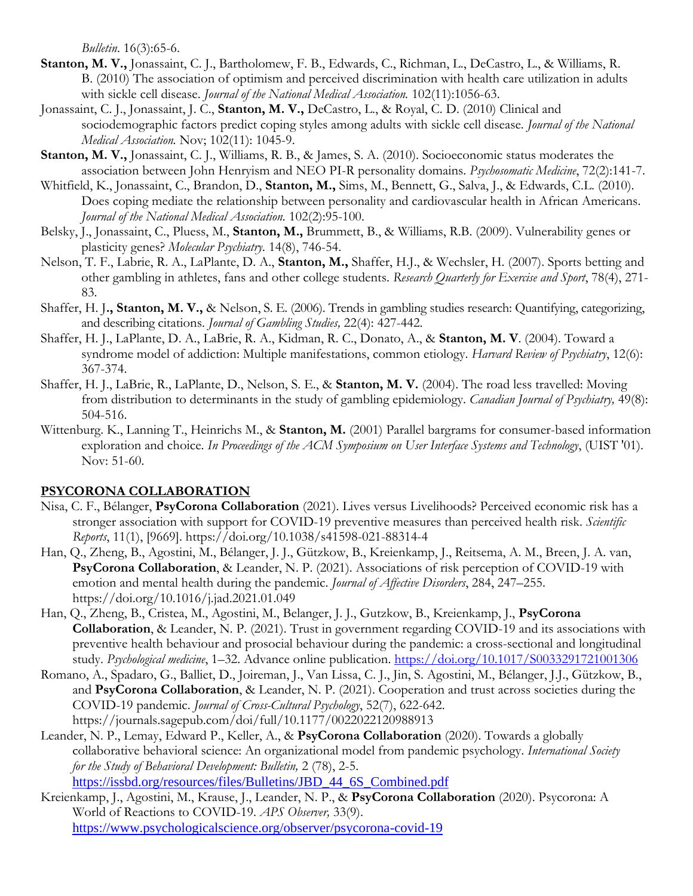*Bulletin*. 16(3):65-6.

**Stanton, M. V.,** Jonassaint, C. J., Bartholomew, F. B., Edwards, C., Richman, L., DeCastro, L., & Williams, R. B. (2010) The association of optimism and perceived discrimination with health care utilization in adults with sickle cell disease. *Journal of the National Medical Association.* 102(11):1056-63.

Jonassaint, C. J., Jonassaint, J. C., **Stanton, M. V.,** DeCastro, L., & Royal, C. D. (2010) Clinical and sociodemographic factors predict coping styles among adults with sickle cell disease. *Journal of the National Medical Association.* Nov; 102(11): 1045-9.

**Stanton, M. V.,** Jonassaint, C. J., Williams, R. B., & James, S. A. (2010). Socioeconomic status moderates the association between John Henryism and NEO PI-R personality domains. *Psychosomatic Medicine*, 72(2):141-7.

Whitfield, K., Jonassaint, C., Brandon, D., **Stanton, M.,** Sims, M., Bennett, G., Salva, J., & Edwards, C.L. (2010). Does coping mediate the relationship between personality and cardiovascular health in African Americans. *Journal of the National Medical Association.* 102(2):95-100.

Belsky, J., Jonassaint, C., Pluess, M., **Stanton, M.,** Brummett, B., & Williams, R.B. (2009). Vulnerability genes or plasticity genes? *Molecular Psychiatry.* 14(8), 746-54.

Nelson, T. F., Labrie, R. A., LaPlante, D. A., **Stanton, M.,** Shaffer, H.J., & Wechsler, H. (2007). Sports betting and other gambling in athletes, fans and other college students. *Research Quarterly for Exercise and Sport*, 78(4), 271-83.

Shaffer, H. J**., Stanton, M. V.,** & Nelson, S. E. (2006). Trends in gambling studies research: Quantifying, categorizing, and describing citations. *Journal of Gambling Studies,* 22(4): 427-442.

Shaffer, H. J., LaPlante, D. A., LaBrie, R. A., Kidman, R. C., Donato, A., & **Stanton, M. V**. (2004). Toward a syndrome model of addiction: Multiple manifestations, common etiology. *Harvard Review of Psychiatry*, 12(6): 367-374.

Shaffer, H. J., LaBrie, R., LaPlante, D., Nelson, S. E., & **Stanton, M. V.** (2004). The road less travelled: Moving from distribution to determinants in the study of gambling epidemiology. *Canadian Journal of Psychiatry,* 49(8): 504-516.

Wittenburg. K., Lanning T., Heinrichs M., & **Stanton, M.** (2001) Parallel bargrams for consumer-based information exploration and choice. *In Proceedings of the ACM Symposium on User Interface Systems and Technology*, (UIST '01). Nov: 51-60.

## PSYCORONA COLLABORATION

Nisa, C. F., Bélanger, **PsyCorona Collaboration** (2021). Lives versus Livelihoods? Perceived economic risk has a stronger association with support for COVID-19 preventive measures than perceived health risk. *Scientific Reports*, 11(1), [9669]. https://doi.org/10.1038/s41598-021-88314-4

Han, Q., Zheng, B., Agostini, M., Bélanger, J. J., Gützkow, B., Kreienkamp, J., Reitsema, A. M., Breen, J. A. van, **PsyCorona Collaboration**, & Leander, N. P. (2021). Associations of risk perception of COVID-19 with emotion and mental health during the pandemic. *Journal of Affective Disorders*, 284, 247–255. https://doi.org/10.1016/j.jad.2021.01.049

Han, Q., Zheng, B., Cristea, M., Agostini, M., Belanger, J. J., Gutzkow, B., Kreienkamp, J., **PsyCorona Collaboration**, & Leander, N. P. (2021). Trust in government regarding COVID-19 and its associations with preventive health behaviour and prosocial behaviour during the pandemic: a cross-sectional and longitudinal study. *Psychological medicine*, 1–32. Advance online publication. https://doi.org/10.1017/S0033291721001306

Romano, A., Spadaro, G., Balliet, D., Joireman, J., Van Lissa, C. J., Jin, S. Agostini, M., Bélanger, J.J., Gützkow, B., and **PsyCorona Collaboration**, & Leander, N. P. (2021). Cooperation and trust across societies during the COVID-19 pandemic. *Journal of Cross-Cultural Psychology*, 52(7), 622-642. https://journals.sagepub.com/doi/full/10.1177/0022022120988913

Leander, N. P., Lemay, Edward P., Keller, A., & **PsyCorona Collaboration** (2020). Towards a globally collaborative behavioral science: An organizational model from pandemic psychology. *International Society for the Study of Behavioral Development: Bulletin,* 2 (78), 2-5. https://issbd.org/resources/files/Bulletins/JBD_44_6S_Combined.pdf

Kreienkamp, J., Agostini, M., Krause, J., Leander, N. P., & **PsyCorona Collaboration** (2020). Psycorona: A World of Reactions to COVID-19. *APS Observer,* 33(9). https://www.psychologicalscience.org/observer/psycorona-covid-19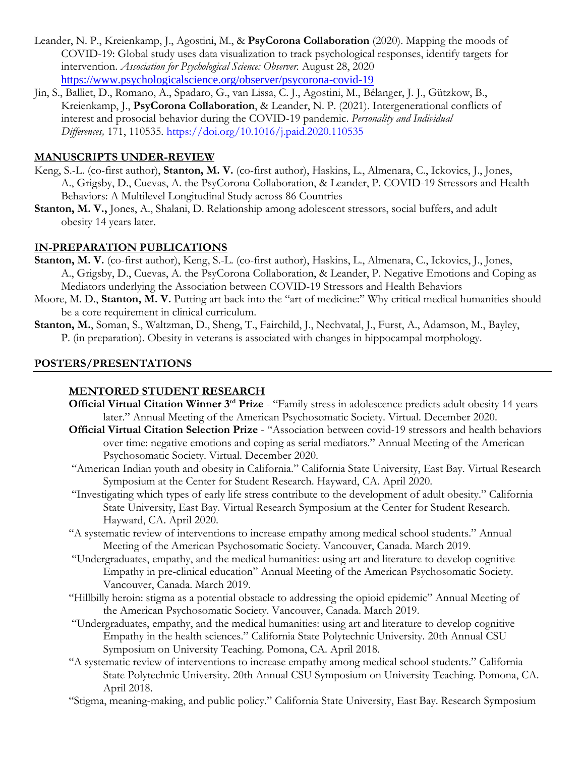Leander, N. P., Kreienkamp, J., Agostini, M., & **PsyCorona Collaboration** (2020). Mapping the moods of COVID-19: Global study uses data visualization to track psychological responses, identify targets for intervention. *Association for Psychological Science: Observer.* August 28, 2020 https://www.psychologicalscience.org/observer/psycorona-covid-19

Jin, S., Balliet, D., Romano, A., Spadaro, G., van Lissa, C. J., Agostini, M., Bélanger, J. J., Gützkow, B., Kreienkamp, J., **PsyCorona Collaboration**, & Leander, N. P. (2021). Intergenerational conflicts of interest and prosocial behavior during the COVID-19 pandemic. *Personality and Individual Differences,* 171, 110535. https://doi.org/10.1016/j.paid.2020.110535

## MANUSCRIPTS UNDER-REVIEW

Keng, S.-L. (co-first author), **Stanton, M. V.** (co-first author), Haskins, L., Almenara, C., Ickovics, J., Jones, A., Grigsby, D., Cuevas, A. the PsyCorona Collaboration, & Leander, P. COVID-19 Stressors and Health Behaviors: A Multilevel Longitudinal Study across 86 Countries

**Stanton, M. V.,** Jones, A., Shalani, D. Relationship among adolescent stressors, social buffers, and adult obesity 14 years later.

## IN-PREPARATION PUBLICATIONS

**Stanton, M. V.** (co-first author), Keng, S.-L. (co-first author), Haskins, L., Almenara, C., Ickovics, J., Jones, A., Grigsby, D., Cuevas, A. the PsyCorona Collaboration, & Leander, P. Negative Emotions and Coping as Mediators underlying the Association between COVID-19 Stressors and Health Behaviors

Moore, M. D., **Stanton, M. V.** Putting art back into the "art of medicine:" Why critical medical humanities should be a core requirement in clinical curriculum.

**Stanton, M.**, Soman, S., Waltzman, D., Sheng, T., Fairchild, J., Nechvatal, J., Furst, A., Adamson, M., Bayley, P. (in preparation). Obesity in veterans is associated with changes in hippocampal morphology.

## POSTERS/PRESENTATIONS

### MENTORED STUDENT RESEARCH

**Official Virtual Citation Winner 3rd Prize** - "Family stress in adolescence predicts adult obesity 14 years later." Annual Meeting of the American Psychosomatic Society. Virtual. December 2020.

**Official Virtual Citation Selection Prize** - "Association between covid-19 stressors and health behaviors over time: negative emotions and coping as serial mediators." Annual Meeting of the American Psychosomatic Society. Virtual. December 2020.

"American Indian youth and obesity in California." California State University, East Bay. Virtual Research Symposium at the Center for Student Research. Hayward, CA. April 2020.

"Investigating which types of early life stress contribute to the development of adult obesity." California State University, East Bay. Virtual Research Symposium at the Center for Student Research. Hayward, CA. April 2020.

"A systematic review of interventions to increase empathy among medical school students." Annual Meeting of the American Psychosomatic Society. Vancouver, Canada. March 2019.

"Undergraduates, empathy, and the medical humanities: using art and literature to develop cognitive Empathy in pre-clinical education" Annual Meeting of the American Psychosomatic Society. Vancouver, Canada. March 2019.

"Hillbilly heroin: stigma as a potential obstacle to addressing the opioid epidemic" Annual Meeting of the American Psychosomatic Society. Vancouver, Canada. March 2019.

"Undergraduates, empathy, and the medical humanities: using art and literature to develop cognitive Empathy in the health sciences." California State Polytechnic University. 20th Annual CSU Symposium on University Teaching. Pomona, CA. April 2018.

"A systematic review of interventions to increase empathy among medical school students." California State Polytechnic University. 20th Annual CSU Symposium on University Teaching. Pomona, CA. April 2018.

"Stigma, meaning-making, and public policy." California State University, East Bay. Research Symposium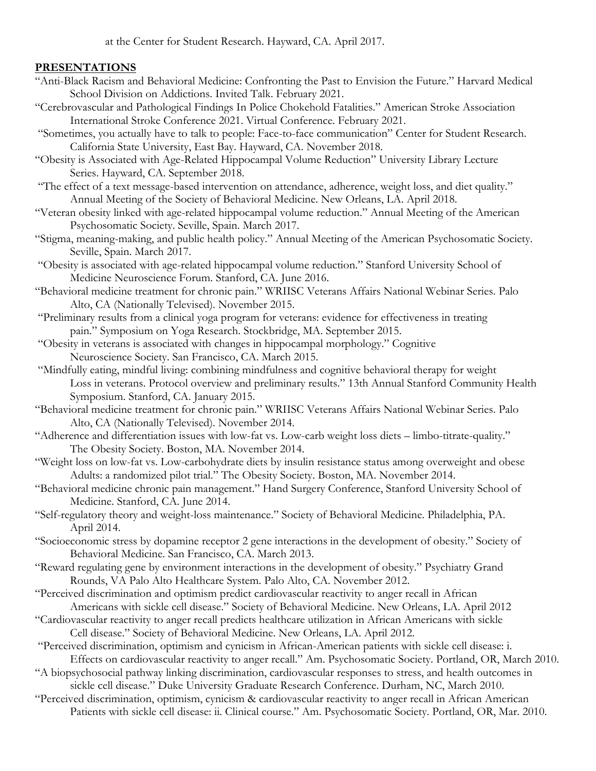at the Center for Student Research. Hayward, CA. April 2017.

## PRESENTATIONS

"Anti-Black Racism and Behavioral Medicine: Confronting the Past to Envision the Future." Harvard Medical School Division on Addictions. Invited Talk. February 2021.

"Cerebrovascular and Pathological Findings In Police Chokehold Fatalities." American Stroke Association International Stroke Conference 2021. Virtual Conference. February 2021.

"Sometimes, you actually have to talk to people: Face-to-face communication" Center for Student Research. California State University, East Bay. Hayward, CA. November 2018.

"Obesity is Associated with Age-Related Hippocampal Volume Reduction" University Library Lecture Series. Hayward, CA. September 2018.

"The effect of a text message-based intervention on attendance, adherence, weight loss, and diet quality." Annual Meeting of the Society of Behavioral Medicine. New Orleans, LA. April 2018.

"Veteran obesity linked with age-related hippocampal volume reduction." Annual Meeting of the American Psychosomatic Society. Seville, Spain. March 2017.

"Stigma, meaning-making, and public health policy." Annual Meeting of the American Psychosomatic Society. Seville, Spain. March 2017.

"Obesity is associated with age-related hippocampal volume reduction." Stanford University School of Medicine Neuroscience Forum. Stanford, CA. June 2016.

"Behavioral medicine treatment for chronic pain." WRIISC Veterans Affairs National Webinar Series. Palo Alto, CA (Nationally Televised). November 2015.

"Preliminary results from a clinical yoga program for veterans: evidence for effectiveness in treating pain." Symposium on Yoga Research. Stockbridge, MA. September 2015.

"Obesity in veterans is associated with changes in hippocampal morphology." Cognitive Neuroscience Society. San Francisco, CA. March 2015.

"Mindfully eating, mindful living: combining mindfulness and cognitive behavioral therapy for weight Loss in veterans. Protocol overview and preliminary results." 13th Annual Stanford Community Health Symposium. Stanford, CA. January 2015.

"Behavioral medicine treatment for chronic pain." WRIISC Veterans Affairs National Webinar Series. Palo Alto, CA (Nationally Televised). November 2014.

"Adherence and differentiation issues with low-fat vs. Low-carb weight loss diets – limbo-titrate-quality." The Obesity Society. Boston, MA. November 2014.

"Weight loss on low-fat vs. Low-carbohydrate diets by insulin resistance status among overweight and obese Adults: a randomized pilot trial." The Obesity Society. Boston, MA. November 2014.

"Behavioral medicine chronic pain management." Hand Surgery Conference, Stanford University School of Medicine. Stanford, CA. June 2014.

"Self-regulatory theory and weight-loss maintenance." Society of Behavioral Medicine. Philadelphia, PA. April 2014.

"Socioeconomic stress by dopamine receptor 2 gene interactions in the development of obesity." Society of Behavioral Medicine. San Francisco, CA. March 2013.

"Reward regulating gene by environment interactions in the development of obesity." Psychiatry Grand Rounds, VA Palo Alto Healthcare System. Palo Alto, CA. November 2012.

"Perceived discrimination and optimism predict cardiovascular reactivity to anger recall in African Americans with sickle cell disease." Society of Behavioral Medicine. New Orleans, LA. April 2012

"Cardiovascular reactivity to anger recall predicts healthcare utilization in African Americans with sickle Cell disease." Society of Behavioral Medicine. New Orleans, LA. April 2012.

"Perceived discrimination, optimism and cynicism in African-American patients with sickle cell disease: i. Effects on cardiovascular reactivity to anger recall." Am. Psychosomatic Society. Portland, OR, March 2010.

"A biopsychosocial pathway linking discrimination, cardiovascular responses to stress, and health outcomes in sickle cell disease." Duke University Graduate Research Conference. Durham, NC, March 2010.

"Perceived discrimination, optimism, cynicism & cardiovascular reactivity to anger recall in African American Patients with sickle cell disease: ii. Clinical course." Am. Psychosomatic Society. Portland, OR, Mar. 2010.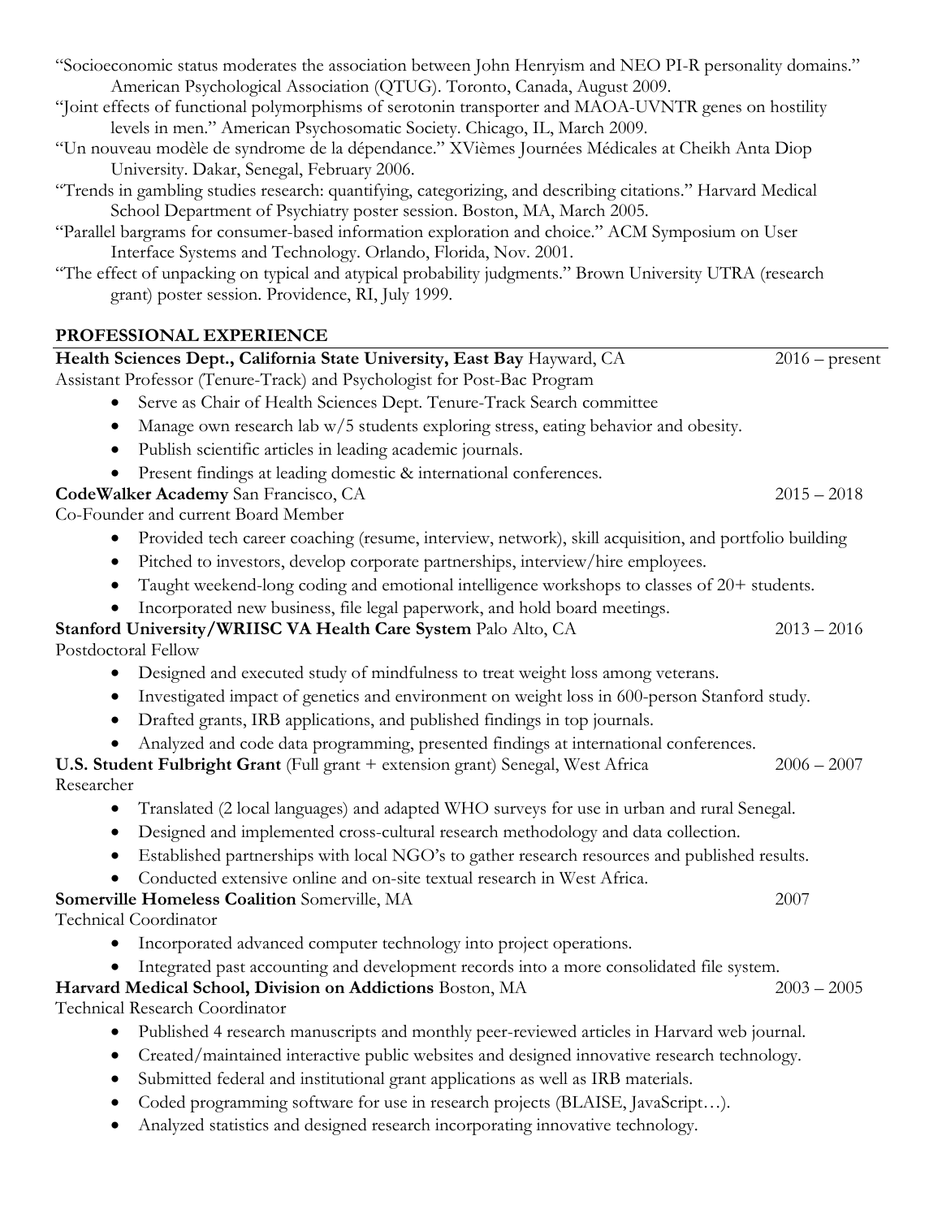"Socioeconomic status moderates the association between John Henryism and NEO PI-R personality domains." American Psychological Association (QTUG). Toronto, Canada, August 2009.

"Joint effects of functional polymorphisms of serotonin transporter and MAOA-UVNTR genes on hostility levels in men." American Psychosomatic Society. Chicago, IL, March 2009.

"Un nouveau modèle de syndrome de la dépendance." XVièmes Journées Médicales at Cheikh Anta Diop University. Dakar, Senegal, February 2006.

"Trends in gambling studies research: quantifying, categorizing, and describing citations." Harvard Medical School Department of Psychiatry poster session. Boston, MA, March 2005.

"Parallel bargrams for consumer-based information exploration and choice." ACM Symposium on User Interface Systems and Technology. Orlando, Florida, Nov. 2001.

"The effect of unpacking on typical and atypical probability judgments." Brown University UTRA (research grant) poster session. Providence, RI, July 1999.

## PROFESSIONAL EXPERIENCE

**Health Sciences Dept., California State University, East Bay** Hayward, CA — 2016 – present

Assistant Professor (Tenure-Track) and Psychologist for Post-Bac Program

- Serve as Chair of Health Sciences Dept. Tenure-Track Search committee
- Manage own research lab w/5 students exploring stress, eating behavior and obesity.
- Publish scientific articles in leading academic journals.
- Present findings at leading domestic & international conferences.

**CodeWalker Academy** San Francisco, CA — 2015 – 2018

Co-Founder and current Board Member

- Provided tech career coaching (resume, interview, network), skill acquisition, and portfolio building
- Pitched to investors, develop corporate partnerships, interview/hire employees.
- Taught weekend-long coding and emotional intelligence workshops to classes of 20+ students.
- Incorporated new business, file legal paperwork, and hold board meetings.

**Stanford University/WRIISC VA Health Care System** Palo Alto, CA — 2013 – 2016

Postdoctoral Fellow

- Designed and executed study of mindfulness to treat weight loss among veterans.
- Investigated impact of genetics and environment on weight loss in 600-person Stanford study.
- Drafted grants, IRB applications, and published findings in top journals.
- Analyzed and code data programming, presented findings at international conferences.

**U.S. Student Fulbright Grant** (Full grant + extension grant) Senegal, West Africa — 2006 – 2007

Researcher

- Translated (2 local languages) and adapted WHO surveys for use in urban and rural Senegal.
- Designed and implemented cross-cultural research methodology and data collection.
- Established partnerships with local NGO's to gather research resources and published results.
- Conducted extensive online and on-site textual research in West Africa.

**Somerville Homeless Coalition** Somerville, MA — 2007

Technical Coordinator

- Incorporated advanced computer technology into project operations.
- Integrated past accounting and development records into a more consolidated file system.

**Harvard Medical School, Division on Addictions** Boston, MA — 2003 – 2005

Technical Research Coordinator

- Published 4 research manuscripts and monthly peer-reviewed articles in Harvard web journal.
- Created/maintained interactive public websites and designed innovative research technology.
- Submitted federal and institutional grant applications as well as IRB materials.
- Coded programming software for use in research projects (BLAISE, JavaScript…).
- Analyzed statistics and designed research incorporating innovative technology.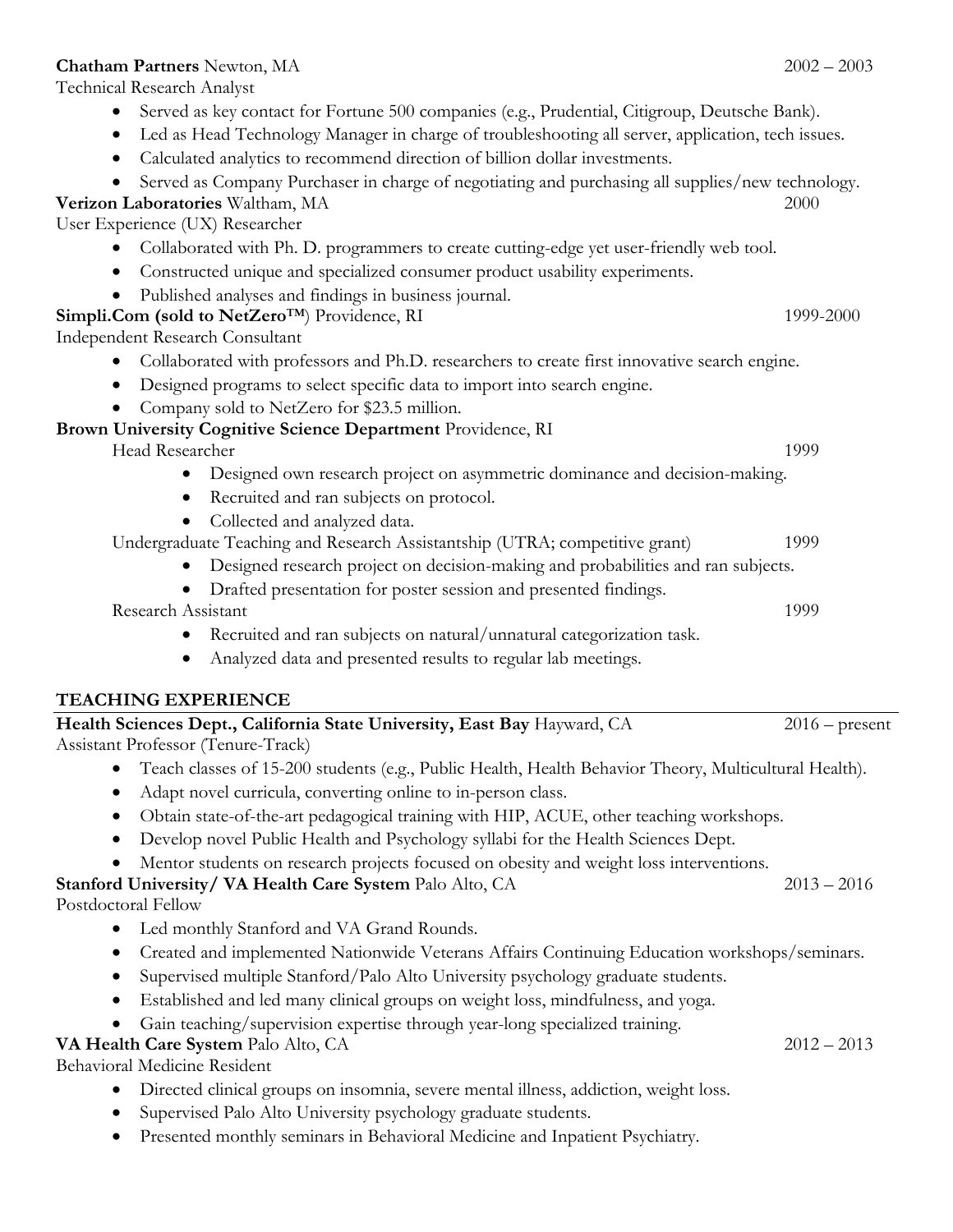**Chatham Partners** Newton, MA 2002 – 2003

Technical Research Analyst

- Served as key contact for Fortune 500 companies (e.g., Prudential, Citigroup, Deutsche Bank).
- Led as Head Technology Manager in charge of troubleshooting all server, application, tech issues.
- Calculated analytics to recommend direction of billion dollar investments.
- Served as Company Purchaser in charge of negotiating and purchasing all supplies/new technology.

**Verizon Laboratories** Waltham, MA 2000

User Experience (UX) Researcher

- Collaborated with Ph. D. programmers to create cutting-edge yet user-friendly web tool.
- Constructed unique and specialized consumer product usability experiments.
- Published analyses and findings in business journal.

**Simpli.Com (sold to NetZero™**) Providence, RI 1999-2000

Independent Research Consultant

- Collaborated with professors and Ph.D. researchers to create first innovative search engine.
- Designed programs to select specific data to import into search engine.
- Company sold to NetZero for $23.5 million.

**Brown University Cognitive Science Department** Providence, RI

Head Researcher 1999

- Designed own research project on asymmetric dominance and decision-making.
- Recruited and ran subjects on protocol.
- Collected and analyzed data.

Undergraduate Teaching and Research Assistantship (UTRA; competitive grant) 1999

- Designed research project on decision-making and probabilities and ran subjects.
- Drafted presentation for poster session and presented findings.

Research Assistant 1999

- Recruited and ran subjects on natural/unnatural categorization task.
- Analyzed data and presented results to regular lab meetings.

## TEACHING EXPERIENCE

**Health Sciences Dept., California State University, East Bay** Hayward, CA 2016 – present

Assistant Professor (Tenure-Track)

- Teach classes of 15-200 students (e.g., Public Health, Health Behavior Theory, Multicultural Health).
- Adapt novel curricula, converting online to in-person class.
- Obtain state-of-the-art pedagogical training with HIP, ACUE, other teaching workshops.
- Develop novel Public Health and Psychology syllabi for the Health Sciences Dept.
- Mentor students on research projects focused on obesity and weight loss interventions.

**Stanford University/ VA Health Care System** Palo Alto, CA 2013 – 2016

Postdoctoral Fellow

- Led monthly Stanford and VA Grand Rounds.
- Created and implemented Nationwide Veterans Affairs Continuing Education workshops/seminars.
- Supervised multiple Stanford/Palo Alto University psychology graduate students.
- Established and led many clinical groups on weight loss, mindfulness, and yoga.
- Gain teaching/supervision expertise through year-long specialized training.

**VA Health Care System** Palo Alto, CA 2012 – 2013

Behavioral Medicine Resident

- Directed clinical groups on insomnia, severe mental illness, addiction, weight loss.
- Supervised Palo Alto University psychology graduate students.
- Presented monthly seminars in Behavioral Medicine and Inpatient Psychiatry.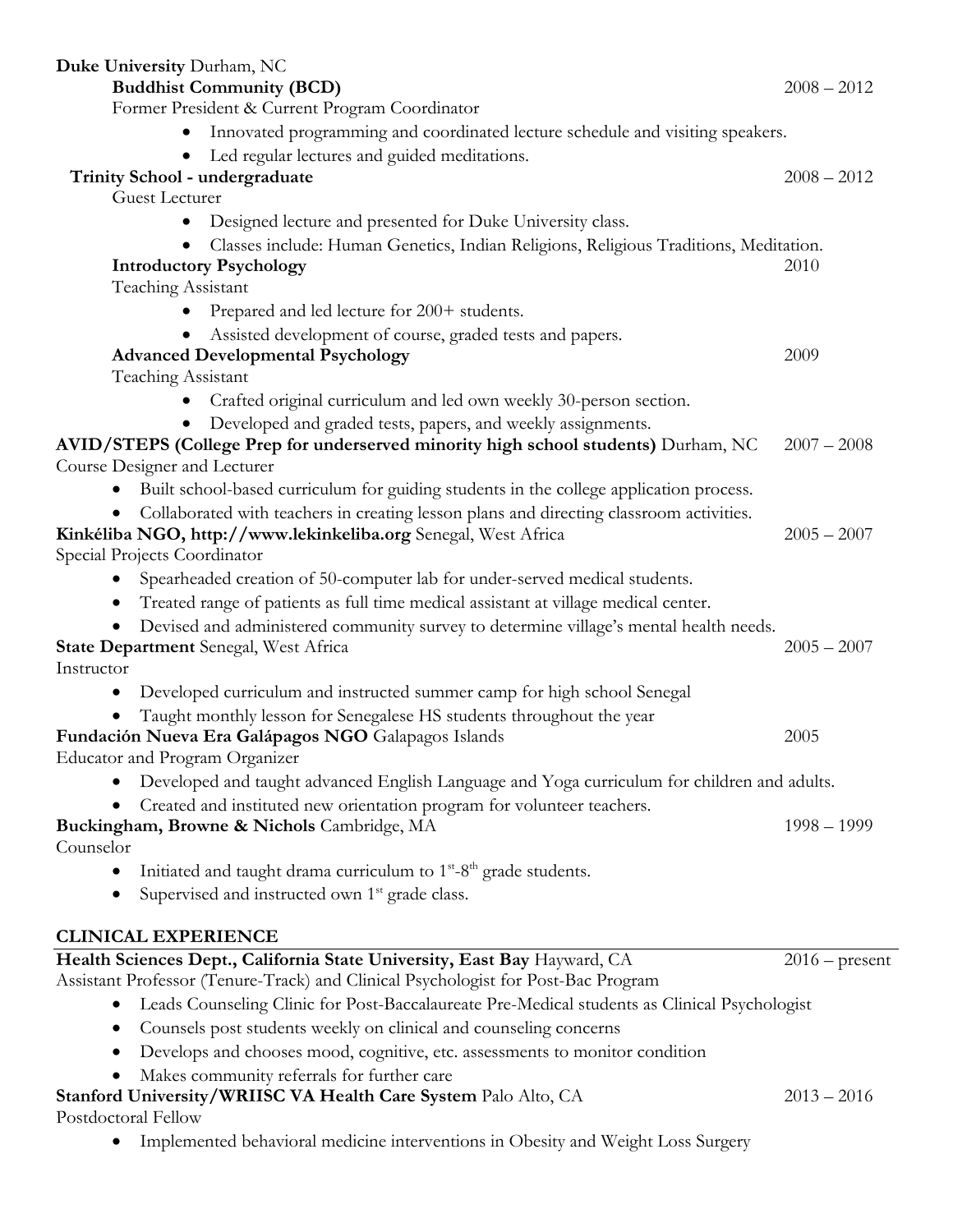**Duke University** Durham, NC

**Buddhist Community (BCD)** 2008 – 2012

Former President & Current Program Coordinator

- Innovated programming and coordinated lecture schedule and visiting speakers.
- Led regular lectures and guided meditations.

**Trinity School - undergraduate** 2008 – 2012

Guest Lecturer

- Designed lecture and presented for Duke University class.
- Classes include: Human Genetics, Indian Religions, Religious Traditions, Meditation.

**Introductory Psychology** 2010

Teaching Assistant

- Prepared and led lecture for 200+ students.
- Assisted development of course, graded tests and papers.

**Advanced Developmental Psychology** 2009

Teaching Assistant

- Crafted original curriculum and led own weekly 30-person section.
- Developed and graded tests, papers, and weekly assignments.

**AVID/STEPS (College Prep for underserved minority high school students)** Durham, NC 2007 – 2008

Course Designer and Lecturer

- Built school-based curriculum for guiding students in the college application process.
- Collaborated with teachers in creating lesson plans and directing classroom activities.

**Kinkéliba NGO, http://www.lekinkeliba.org** Senegal, West Africa 2005 – 2007

Special Projects Coordinator

- Spearheaded creation of 50-computer lab for under-served medical students.
- Treated range of patients as full time medical assistant at village medical center.
- Devised and administered community survey to determine village's mental health needs.

**State Department** Senegal, West Africa 2005 – 2007

Instructor

- Developed curriculum and instructed summer camp for high school Senegal
- Taught monthly lesson for Senegalese HS students throughout the year

**Fundación Nueva Era Galápagos NGO** Galapagos Islands 2005

Educator and Program Organizer

- Developed and taught advanced English Language and Yoga curriculum for children and adults.
- Created and instituted new orientation program for volunteer teachers.

**Buckingham, Browne & Nichols** Cambridge, MA 1998 – 1999

Counselor

- Initiated and taught drama curriculum to 1st-8th grade students.
- Supervised and instructed own 1st grade class.

## CLINICAL EXPERIENCE

**Health Sciences Dept., California State University, East Bay** Hayward, CA 2016 – present

Assistant Professor (Tenure-Track) and Clinical Psychologist for Post-Bac Program

- Leads Counseling Clinic for Post-Baccalaureate Pre-Medical students as Clinical Psychologist
- Counsels post students weekly on clinical and counseling concerns
- Develops and chooses mood, cognitive, etc. assessments to monitor condition
- Makes community referrals for further care

**Stanford University/WRIISC VA Health Care System** Palo Alto, CA 2013 – 2016

Postdoctoral Fellow

- Implemented behavioral medicine interventions in Obesity and Weight Loss Surgery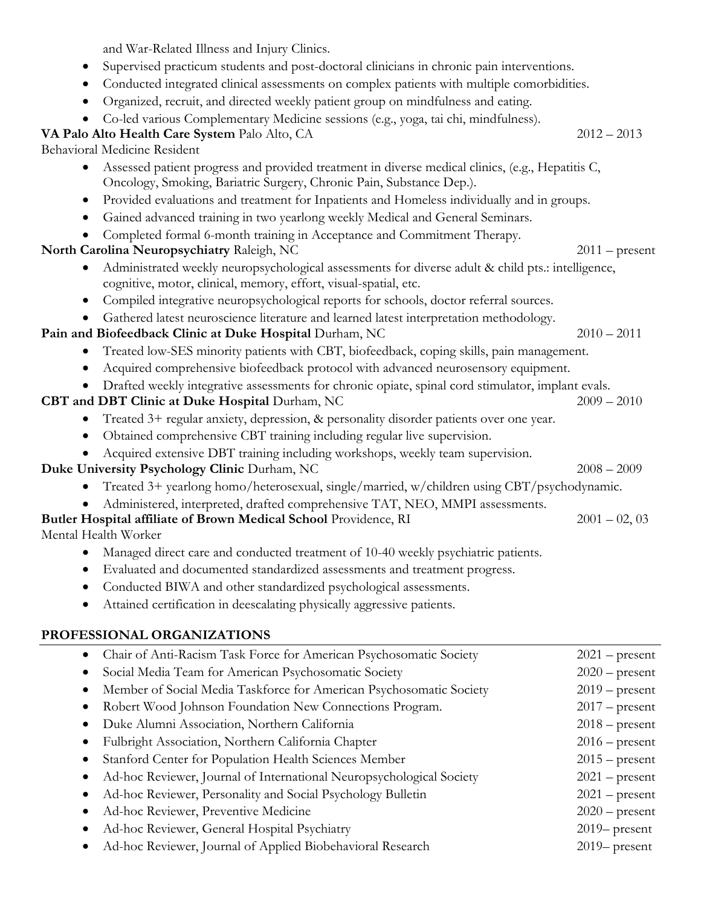and War-Related Illness and Injury Clinics.

- Supervised practicum students and post-doctoral clinicians in chronic pain interventions.
- Conducted integrated clinical assessments on complex patients with multiple comorbidities.
- Organized, recruit, and directed weekly patient group on mindfulness and eating.
- Co-led various Complementary Medicine sessions (e.g., yoga, tai chi, mindfulness).

**VA Palo Alto Health Care System** Palo Alto, CA 2012 – 2013

Behavioral Medicine Resident

- Assessed patient progress and provided treatment in diverse medical clinics, (e.g., Hepatitis C, Oncology, Smoking, Bariatric Surgery, Chronic Pain, Substance Dep.).
- Provided evaluations and treatment for Inpatients and Homeless individually and in groups.
- Gained advanced training in two yearlong weekly Medical and General Seminars.
- Completed formal 6-month training in Acceptance and Commitment Therapy.

**North Carolina Neuropsychiatry** Raleigh, NC 2011 – present

- Administrated weekly neuropsychological assessments for diverse adult & child pts.: intelligence, cognitive, motor, clinical, memory, effort, visual-spatial, etc.
- Compiled integrative neuropsychological reports for schools, doctor referral sources.
- Gathered latest neuroscience literature and learned latest interpretation methodology.

**Pain and Biofeedback Clinic at Duke Hospital** Durham, NC 2010 – 2011

- Treated low-SES minority patients with CBT, biofeedback, coping skills, pain management.
- Acquired comprehensive biofeedback protocol with advanced neurosensory equipment.
- Drafted weekly integrative assessments for chronic opiate, spinal cord stimulator, implant evals.

**CBT and DBT Clinic at Duke Hospital** Durham, NC 2009 – 2010

- Treated 3+ regular anxiety, depression, & personality disorder patients over one year.
- Obtained comprehensive CBT training including regular live supervision.
- Acquired extensive DBT training including workshops, weekly team supervision.

**Duke University Psychology Clinic** Durham, NC 2008 – 2009

- Treated 3+ yearlong homo/heterosexual, single/married, w/children using CBT/psychodynamic.
- Administered, interpreted, drafted comprehensive TAT, NEO, MMPI assessments.

**Butler Hospital affiliate of Brown Medical School** Providence, RI 2001 – 02, 03

Mental Health Worker

- Managed direct care and conducted treatment of 10-40 weekly psychiatric patients.
- Evaluated and documented standardized assessments and treatment progress.
- Conducted BIWA and other standardized psychological assessments.
- Attained certification in deescalating physically aggressive patients.

## PROFESSIONAL ORGANIZATIONS

- Chair of Anti-Racism Task Force for American Psychosomatic Society 2021 – present
- Social Media Team for American Psychosomatic Society 2020 – present
- Member of Social Media Taskforce for American Psychosomatic Society 2019 – present
- Robert Wood Johnson Foundation New Connections Program. 2017 – present
- Duke Alumni Association, Northern California 2018 – present
- Fulbright Association, Northern California Chapter 2016 – present
- Stanford Center for Population Health Sciences Member 2015 – present
- Ad-hoc Reviewer, Journal of International Neuropsychological Society 2021 – present
- Ad-hoc Reviewer, Personality and Social Psychology Bulletin 2021 – present
- Ad-hoc Reviewer, Preventive Medicine 2020 – present
- Ad-hoc Reviewer, General Hospital Psychiatry 2019– present
- Ad-hoc Reviewer, Journal of Applied Biobehavioral Research 2019– present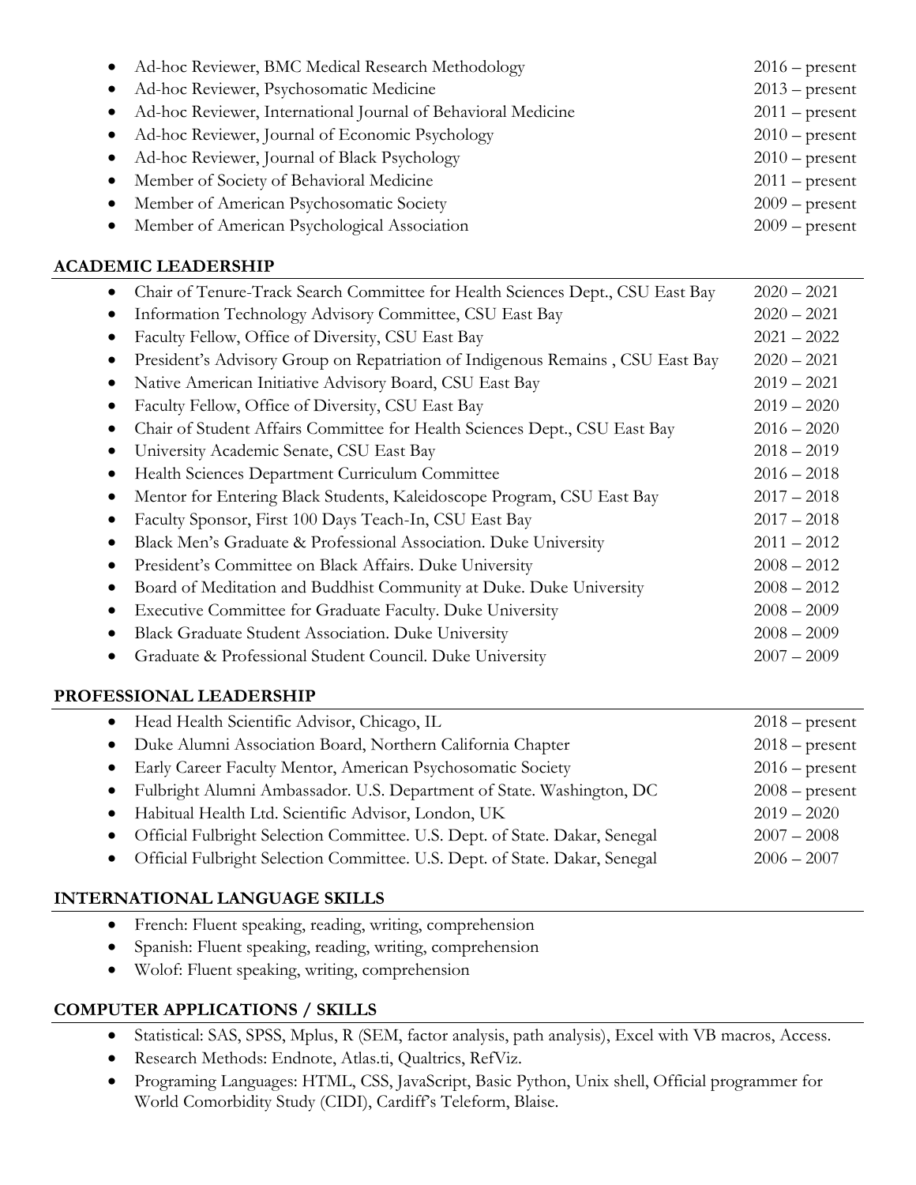- Ad-hoc Reviewer, BMC Medical Research Methodology 2016 – present
- Ad-hoc Reviewer, Psychosomatic Medicine 2013 – present
- Ad-hoc Reviewer, International Journal of Behavioral Medicine 2011 – present
- Ad-hoc Reviewer, Journal of Economic Psychology 2010 – present
- Ad-hoc Reviewer, Journal of Black Psychology 2010 – present
- Member of Society of Behavioral Medicine 2011 – present
- Member of American Psychosomatic Society 2009 – present
- Member of American Psychological Association 2009 – present

## ACADEMIC LEADERSHIP

- Chair of Tenure-Track Search Committee for Health Sciences Dept., CSU East Bay 2020 – 2021
- Information Technology Advisory Committee, CSU East Bay 2020 – 2021
- Faculty Fellow, Office of Diversity, CSU East Bay 2021 – 2022
- President's Advisory Group on Repatriation of Indigenous Remains , CSU East Bay 2020 – 2021
- Native American Initiative Advisory Board, CSU East Bay 2019 – 2021
- Faculty Fellow, Office of Diversity, CSU East Bay 2019 – 2020
- Chair of Student Affairs Committee for Health Sciences Dept., CSU East Bay 2016 – 2020
- University Academic Senate, CSU East Bay 2018 – 2019
- Health Sciences Department Curriculum Committee 2016 – 2018
- Mentor for Entering Black Students, Kaleidoscope Program, CSU East Bay 2017 – 2018
- Faculty Sponsor, First 100 Days Teach-In, CSU East Bay 2017 – 2018
- Black Men's Graduate & Professional Association. Duke University 2011 – 2012
- President's Committee on Black Affairs. Duke University 2008 – 2012
- Board of Meditation and Buddhist Community at Duke. Duke University 2008 – 2012
- Executive Committee for Graduate Faculty. Duke University 2008 – 2009
- Black Graduate Student Association. Duke University 2008 – 2009
- Graduate & Professional Student Council. Duke University 2007 – 2009

## PROFESSIONAL LEADERSHIP

- Head Health Scientific Advisor, Chicago, IL 2018 – present
- Duke Alumni Association Board, Northern California Chapter 2018 – present
- Early Career Faculty Mentor, American Psychosomatic Society 2016 – present
- Fulbright Alumni Ambassador. U.S. Department of State. Washington, DC 2008 – present
- Habitual Health Ltd. Scientific Advisor, London, UK 2019 – 2020
- Official Fulbright Selection Committee. U.S. Dept. of State. Dakar, Senegal 2007 – 2008
- Official Fulbright Selection Committee. U.S. Dept. of State. Dakar, Senegal 2006 – 2007

## INTERNATIONAL LANGUAGE SKILLS

- French: Fluent speaking, reading, writing, comprehension
- Spanish: Fluent speaking, reading, writing, comprehension
- Wolof: Fluent speaking, writing, comprehension

## COMPUTER APPLICATIONS / SKILLS

- Statistical: SAS, SPSS, Mplus, R (SEM, factor analysis, path analysis), Excel with VB macros, Access.
- Research Methods: Endnote, Atlas.ti, Qualtrics, RefViz.
- Programing Languages: HTML, CSS, JavaScript, Basic Python, Unix shell, Official programmer for World Comorbidity Study (CIDI), Cardiff's Teleform, Blaise.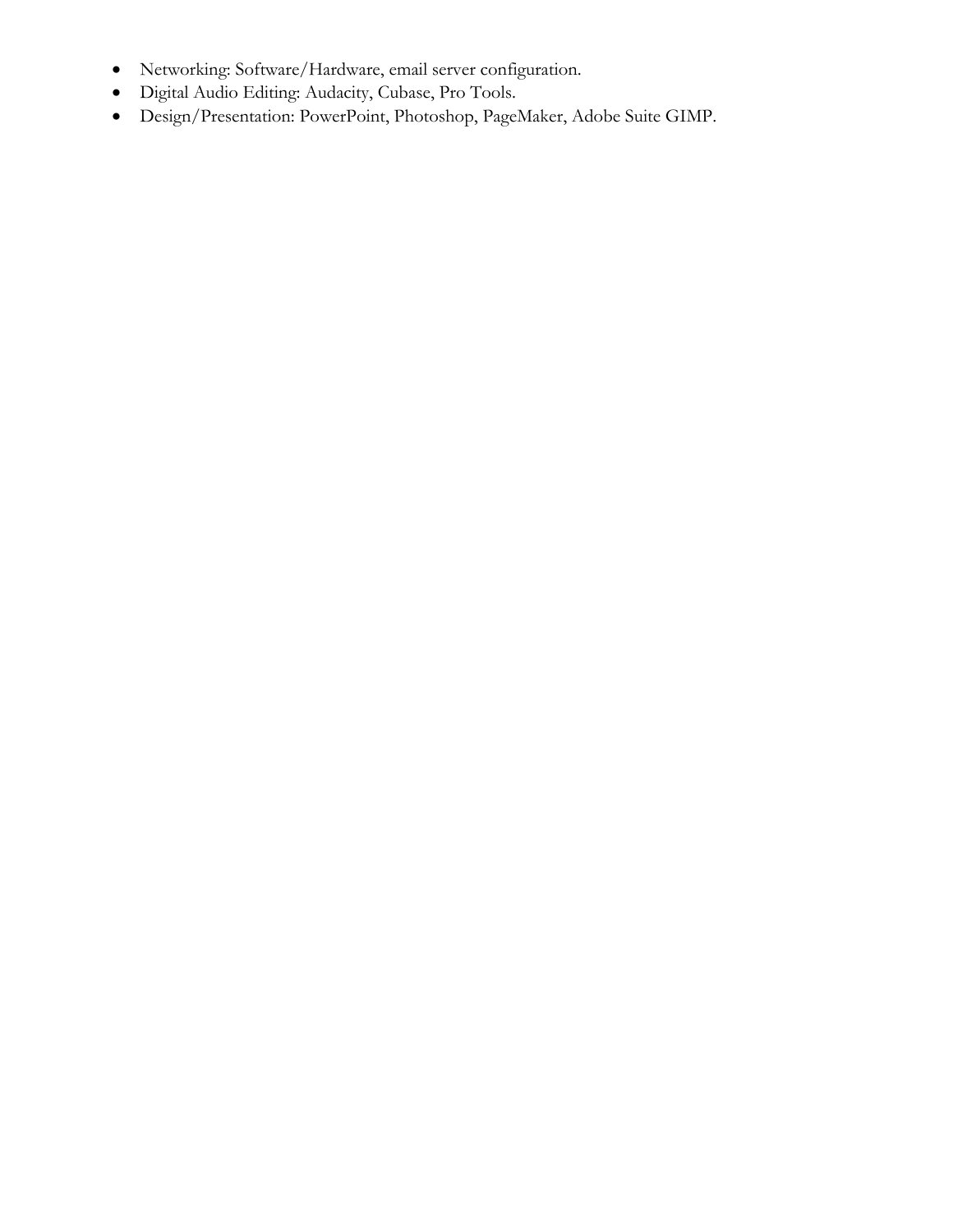- Networking: Software/Hardware, email server configuration.
- Digital Audio Editing: Audacity, Cubase, Pro Tools.
- Design/Presentation: PowerPoint, Photoshop, PageMaker, Adobe Suite GIMP.